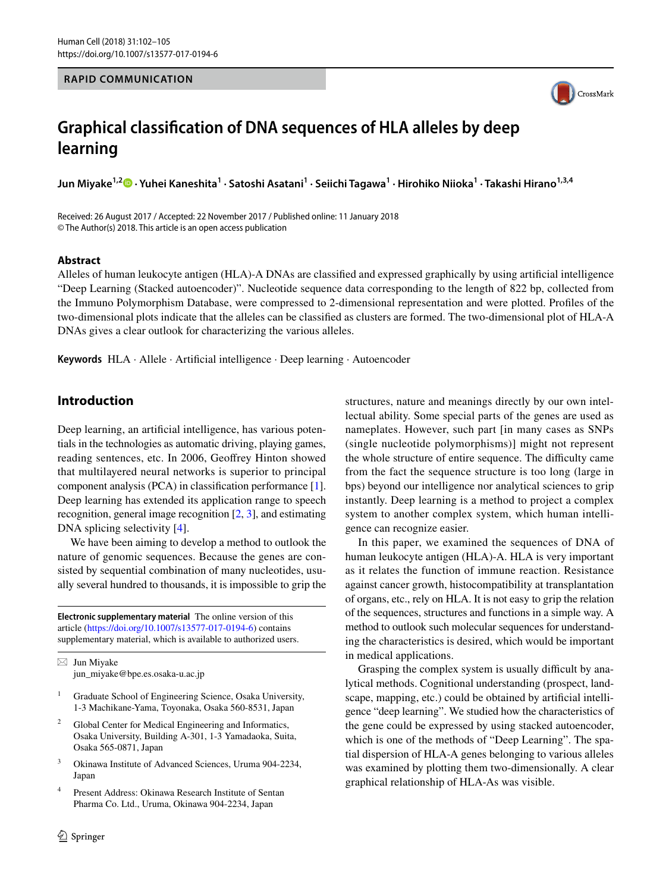RAPID COMMUNICATION

# Graphical classification of DNA sequences of HLA alleles by deep learning

**Jun Miyake[1,2] · Yuhei Kaneshita[1] · Satoshi Asatani[1] · Seiichi Tagawa[1] · Hirohiko Niioka[1] · Takashi Hirano[1,3,4]**

Received: 26 August 2017 / Accepted: 22 November 2017 / Published online: 11 January 2018
© The Author(s) 2018. This article is an open access publication

## Abstract

Alleles of human leukocyte antigen (HLA)-A DNAs are classified and expressed graphically by using artificial intelligence "Deep Learning (Stacked autoencoder)". Nucleotide sequence data corresponding to the length of 822 bp, collected from the Immuno Polymorphism Database, were compressed to 2-dimensional representation and were plotted. Profiles of the two-dimensional plots indicate that the alleles can be classified as clusters are formed. The two-dimensional plot of HLA-A DNAs gives a clear outlook for characterizing the various alleles.

**Keywords** HLA · Allele · Artificial intelligence · Deep learning · Autoencoder

## Introduction

Deep learning, an artificial intelligence, has various potentials in the technologies as automatic driving, playing games, reading sentences, etc. In 2006, Geoffrey Hinton showed that multilayered neural networks is superior to principal component analysis (PCA) in classification performance [1]. Deep learning has extended its application range to speech recognition, general image recognition [2, 3], and estimating DNA splicing selectivity [4].

We have been aiming to develop a method to outlook the nature of genomic sequences. Because the genes are consisted by sequential combination of many nucleotides, usually several hundred to thousands, it is impossible to grip the structures, nature and meanings directly by our own intellectual ability. Some special parts of the genes are used as nameplates. However, such part [in many cases as SNPs (single nucleotide polymorphisms)] might not represent the whole structure of entire sequence. The difficulty came from the fact the sequence structure is too long (large in bps) beyond our intelligence nor analytical sciences to grip instantly. Deep learning is a method to project a complex system to another complex system, which human intelligence can recognize easier.

In this paper, we examined the sequences of DNA of human leukocyte antigen (HLA)-A. HLA is very important as it relates the function of immune reaction. Resistance against cancer growth, histocompatibility at transplantation of organs, etc., rely on HLA. It is not easy to grip the relation of the sequences, structures and functions in a simple way. A method to outlook such molecular sequences for understanding the characteristics is desired, which would be important in medical applications.

Grasping the complex system is usually difficult by analytical methods. Cognitional understanding (prospect, landscape, mapping, etc.) could be obtained by artificial intelligence "deep learning". We studied how the characteristics of the gene could be expressed by using stacked autoencoder, which is one of the methods of "Deep Learning". The spatial dispersion of HLA-A genes belonging to various alleles was examined by plotting them two-dimensionally. A clear graphical relationship of HLA-As was visible.

---

**Electronic supplementary material** The online version of this article (https://doi.org/10.1007/s13577-017-0194-6) contains supplementary material, which is available to authorized users.

✉ Jun Miyake
jun_miyake@bpe.es.osaka-u.ac.jp

1. Graduate School of Engineering Science, Osaka University, 1-3 Machikane-Yama, Toyonaka, Osaka 560-8531, Japan
2. Global Center for Medical Engineering and Informatics, Osaka University, Building A-301, 1-3 Yamadaoka, Suita, Osaka 565-0871, Japan
3. Okinawa Institute of Advanced Sciences, Uruma 904-2234, Japan
4. Present Address: Okinawa Research Institute of Sentan Pharma Co. Ltd., Uruma, Okinawa 904-2234, Japan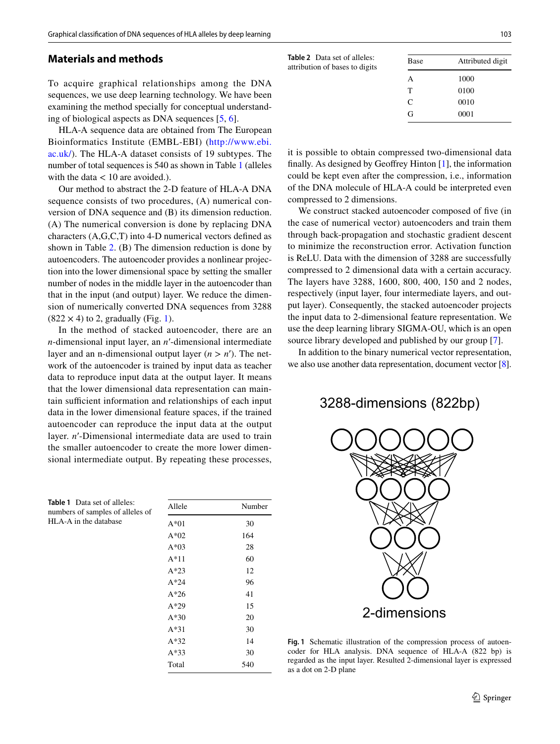## Materials and methods

To acquire graphical relationships among the DNA sequences, we use deep learning technology. We have been examining the method specially for conceptual understanding of biological aspects as DNA sequences [5, 6].

HLA-A sequence data are obtained from The European Bioinformatics Institute (EMBL-EBI) (http://www.ebi.ac.uk/). The HLA-A dataset consists of 19 subtypes. The number of total sequences is 540 as shown in Table 1 (alleles with the data < 10 are avoided.).

Our method to abstract the 2-D feature of HLA-A DNA sequence consists of two procedures, (A) numerical conversion of DNA sequence and (B) its dimension reduction. (A) The numerical conversion is done by replacing DNA characters (A,G,C,T) into 4-D numerical vectors defined as shown in Table 2. (B) The dimension reduction is done by autoencoders. The autoencoder provides a nonlinear projection into the lower dimensional space by setting the smaller number of nodes in the middle layer in the autoencoder than that in the input (and output) layer. We reduce the dimension of numerically converted DNA sequences from 3288 ($822 \times 4$) to 2, gradually (Fig. 1).

In the method of stacked autoencoder, there are an $n$-dimensional input layer, an $n'$-dimensional intermediate layer and an n-dimensional output layer ($n > n'$). The network of the autoencoder is trained by input data as teacher data to reproduce input data at the output layer. It means that the lower dimensional data representation can maintain sufficient information and relationships of each input data in the lower dimensional feature spaces, if the trained autoencoder can reproduce the input data at the output layer. $n'$-Dimensional intermediate data are used to train the smaller autoencoder to create the more lower dimensional intermediate output. By repeating these processes, it is possible to obtain compressed two-dimensional data finally. As designed by Geoffrey Hinton [1], the information could be kept even after the compression, i.e., information of the DNA molecule of HLA-A could be interpreted even compressed to 2 dimensions.

We construct stacked autoencoder composed of five (in the case of numerical vector) autoencoders and train them through back-propagation and stochastic gradient descent to minimize the reconstruction error. Activation function is ReLU. Data with the dimension of 3288 are successfully compressed to 2 dimensional data with a certain accuracy. The layers have 3288, 1600, 800, 400, 150 and 2 nodes, respectively (input layer, four intermediate layers, and output layer). Consequently, the stacked autoencoder projects the input data to 2-dimensional feature representation. We use the deep learning library SIGMA-OU, which is an open source library developed and published by our group [7].

In addition to the binary numerical vector representation, we also use another data representation, document vector [8].

**Table 1** Data set of alleles: numbers of samples of alleles of HLA-A in the database

| Allele | Number |
|---|---|
| A*01 | 30 |
| A*02 | 164 |
| A*03 | 28 |
| A*11 | 60 |
| A*23 | 12 |
| A*24 | 96 |
| A*26 | 41 |
| A*29 | 15 |
| A*30 | 20 |
| A*31 | 30 |
| A*32 | 14 |
| A*33 | 30 |
| Total | 540 |

**Table 2** Data set of alleles: attribution of bases to digits

| Base | Attributed digit |
|---|---|
| A | 1000 |
| T | 0100 |
| C | 0010 |
| G | 0001 |

3288-dimensions (822bp)

2-dimensions

**Fig. 1** Schematic illustration of the compression process of autoencoder for HLA analysis. DNA sequence of HLA-A (822 bp) is regarded as the input layer. Resulted 2-dimensional layer is expressed as a dot on 2-D plane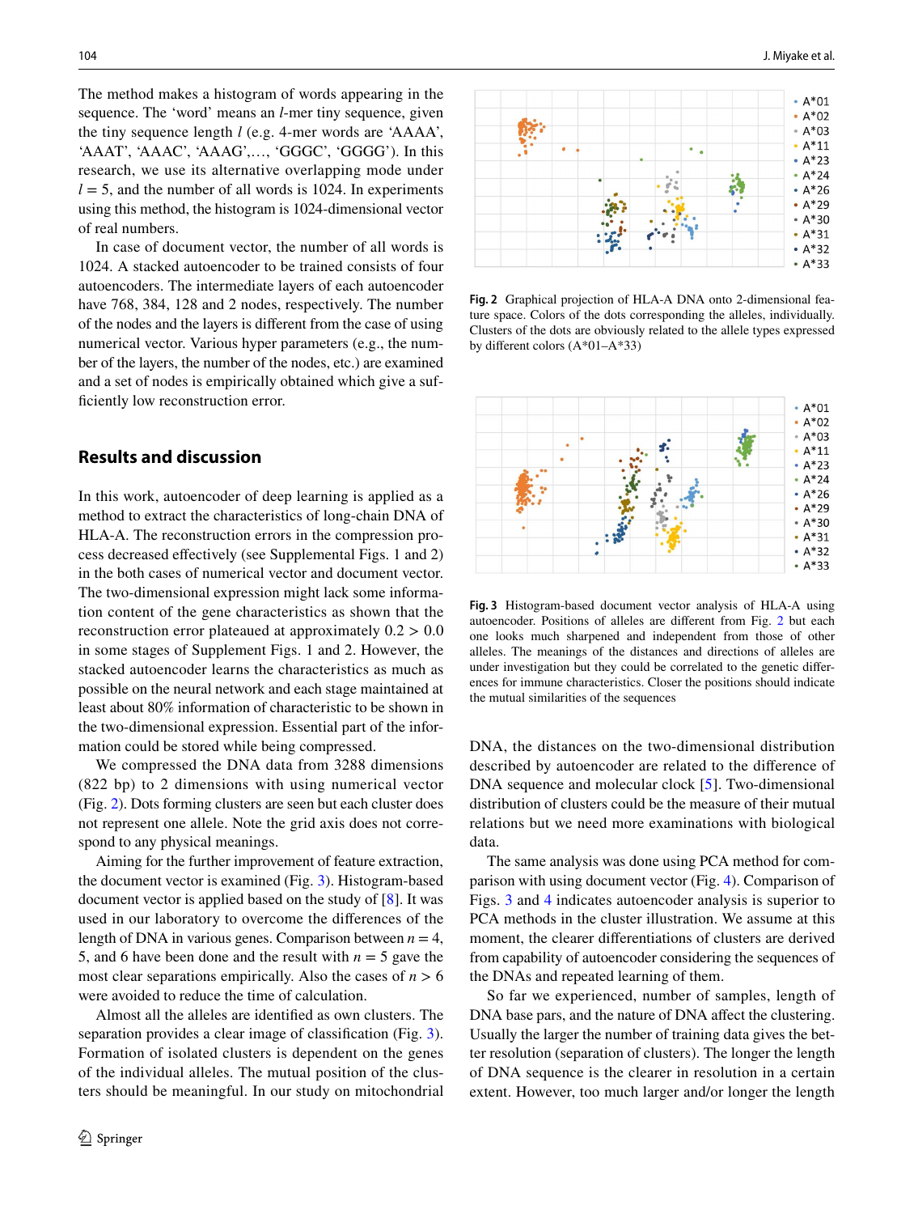The method makes a histogram of words appearing in the sequence. The 'word' means an $l$-mer tiny sequence, given the tiny sequence length $l$ (e.g. 4-mer words are 'AAAA', 'AAAT', 'AAAC', 'AAAG',…, 'GGGC', 'GGGG'). In this research, we use its alternative overlapping mode under $l = 5$, and the number of all words is 1024. In experiments using this method, the histogram is 1024-dimensional vector of real numbers.

In case of document vector, the number of all words is 1024. A stacked autoencoder to be trained consists of four autoencoders. The intermediate layers of each autoencoder have 768, 384, 128 and 2 nodes, respectively. The number of the nodes and the layers is different from the case of using numerical vector. Various hyper parameters (e.g., the number of the layers, the number of the nodes, etc.) are examined and a set of nodes is empirically obtained which give a sufficiently low reconstruction error.

## Results and discussion

In this work, autoencoder of deep learning is applied as a method to extract the characteristics of long-chain DNA of HLA-A. The reconstruction errors in the compression process decreased effectively (see Supplemental Figs. 1 and 2) in the both cases of numerical vector and document vector. The two-dimensional expression might lack some information content of the gene characteristics as shown that the reconstruction error plateaued at approximately $0.2 > 0.0$ in some stages of Supplement Figs. 1 and 2. However, the stacked autoencoder learns the characteristics as much as possible on the neural network and each stage maintained at least about 80% information of characteristic to be shown in the two-dimensional expression. Essential part of the information could be stored while being compressed.

We compressed the DNA data from 3288 dimensions (822 bp) to 2 dimensions with using numerical vector (Fig. 2). Dots forming clusters are seen but each cluster does not represent one allele. Note the grid axis does not correspond to any physical meanings.

Aiming for the further improvement of feature extraction, the document vector is examined (Fig. 3). Histogram-based document vector is applied based on the study of [8]. It was used in our laboratory to overcome the differences of the length of DNA in various genes. Comparison between $n = 4$, 5, and 6 have been done and the result with $n = 5$ gave the most clear separations empirically. Also the cases of $n > 6$ were avoided to reduce the time of calculation.

Almost all the alleles are identified as own clusters. The separation provides a clear image of classification (Fig. 3). Formation of isolated clusters is dependent on the genes of the individual alleles. The mutual position of the clusters should be meaningful. In our study on mitochondrial DNA, the distances on the two-dimensional distribution described by autoencoder are related to the difference of DNA sequence and molecular clock [5]. Two-dimensional distribution of clusters could be the measure of their mutual relations but we need more examinations with biological data.

**Fig. 2** Graphical projection of HLA-A DNA onto 2-dimensional feature space. Colors of the dots corresponding the alleles, individually. Clusters of the dots are obviously related to the allele types expressed by different colors (A*01–A*33)

**Fig. 3** Histogram-based document vector analysis of HLA-A using autoencoder. Positions of alleles are different from Fig. 2 but each one looks much sharpened and independent from those of other alleles. The meanings of the distances and directions of alleles are under investigation but they could be correlated to the genetic differences for immune characteristics. Closer the positions should indicate the mutual similarities of the sequences

The same analysis was done using PCA method for comparison with using document vector (Fig. 4). Comparison of Figs. 3 and 4 indicates autoencoder analysis is superior to PCA methods in the cluster illustration. We assume at this moment, the clearer differentiations of clusters are derived from capability of autoencoder considering the sequences of the DNAs and repeated learning of them.

So far we experienced, number of samples, length of DNA base pars, and the nature of DNA affect the clustering. Usually the larger the number of training data gives the better resolution (separation of clusters). The longer the length of DNA sequence is the clearer in resolution in a certain extent. However, too much larger and/or longer the length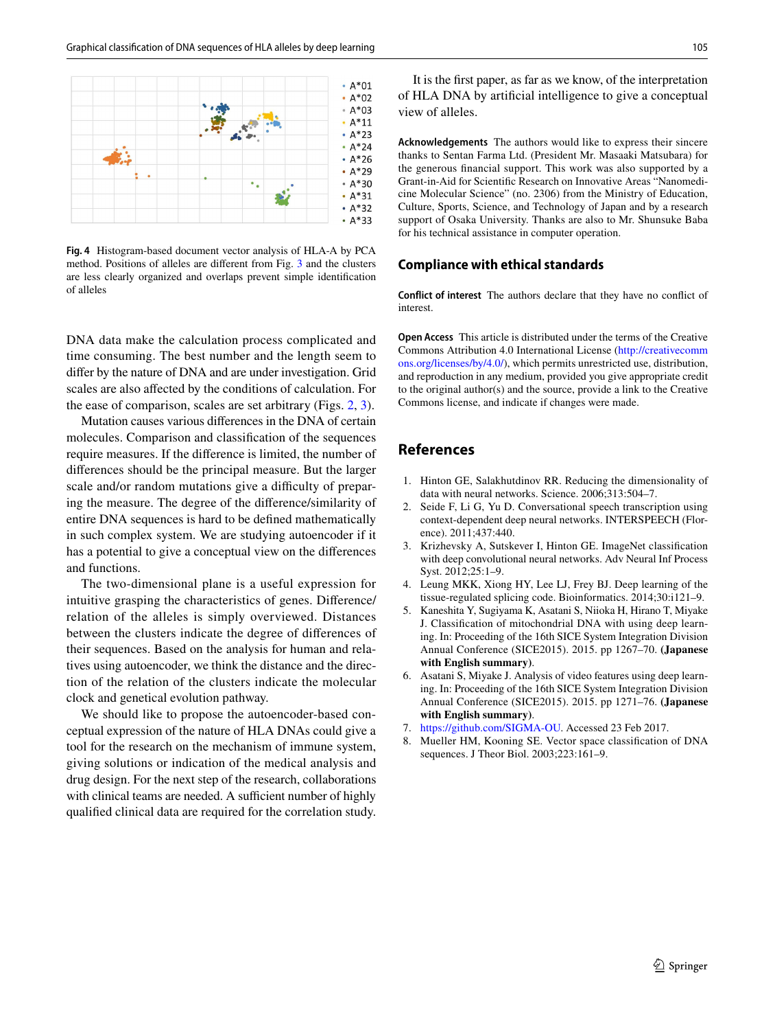A*01
A*02
A*03
A*11
A*23
A*24
A*26
A*29
A*30
A*31
A*32
A*33

**Fig. 4** Histogram-based document vector analysis of HLA-A by PCA method. Positions of alleles are different from Fig. 3 and the clusters are less clearly organized and overlaps prevent simple identification of alleles

DNA data make the calculation process complicated and time consuming. The best number and the length seem to differ by the nature of DNA and are under investigation. Grid scales are also affected by the conditions of calculation. For the ease of comparison, scales are set arbitrary (Figs. 2, 3).

Mutation causes various differences in the DNA of certain molecules. Comparison and classification of the sequences require measures. If the difference is limited, the number of differences should be the principal measure. But the larger scale and/or random mutations give a difficulty of preparing the measure. The degree of the difference/similarity of entire DNA sequences is hard to be defined mathematically in such complex system. We are studying autoencoder if it has a potential to give a conceptual view on the differences and functions.

The two-dimensional plane is a useful expression for intuitive grasping the characteristics of genes. Difference/relation of the alleles is simply overviewed. Distances between the clusters indicate the degree of differences of their sequences. Based on the analysis for human and relatives using autoencoder, we think the distance and the direction of the relation of the clusters indicate the molecular clock and genetical evolution pathway.

We should like to propose the autoencoder-based conceptual expression of the nature of HLA DNAs could give a tool for the research on the mechanism of immune system, giving solutions or indication of the medical analysis and drug design. For the next step of the research, collaborations with clinical teams are needed. A sufficient number of highly qualified clinical data are required for the correlation study.

It is the first paper, as far as we know, of the interpretation of HLA DNA by artificial intelligence to give a conceptual view of alleles.

**Acknowledgements** The authors would like to express their sincere thanks to Sentan Farma Ltd. (President Mr. Masaaki Matsubara) for the generous financial support. This work was also supported by a Grant-in-Aid for Scientific Research on Innovative Areas "Nanomedicine Molecular Science" (no. 2306) from the Ministry of Education, Culture, Sports, Science, and Technology of Japan and by a research support of Osaka University. Thanks are also to Mr. Shunsuke Baba for his technical assistance in computer operation.

## Compliance with ethical standards

**Conflict of interest** The authors declare that they have no conflict of interest.

**Open Access** This article is distributed under the terms of the Creative Commons Attribution 4.0 International License (http://creativecommons.org/licenses/by/4.0/), which permits unrestricted use, distribution, and reproduction in any medium, provided you give appropriate credit to the original author(s) and the source, provide a link to the Creative Commons license, and indicate if changes were made.

## References

1. Hinton GE, Salakhutdinov RR. Reducing the dimensionality of data with neural networks. Science. 2006;313:504–7.
2. Seide F, Li G, Yu D. Conversational speech transcription using context-dependent deep neural networks. INTERSPEECH (Florence). 2011;437:440.
3. Krizhevsky A, Sutskever I, Hinton GE. ImageNet classification with deep convolutional neural networks. Adv Neural Inf Process Syst. 2012;25:1–9.
4. Leung MKK, Xiong HY, Lee LJ, Frey BJ. Deep learning of the tissue-regulated splicing code. Bioinformatics. 2014;30:i121–9.
5. Kaneshita Y, Sugiyama K, Asatani S, Niioka H, Hirano T, Miyake J. Classification of mitochondrial DNA with using deep learning. In: Proceeding of the 16th SICE System Integration Division Annual Conference (SICE2015). 2015. pp 1267–70. **(Japanese with English summary)**.
6. Asatani S, Miyake J. Analysis of video features using deep learning. In: Proceeding of the 16th SICE System Integration Division Annual Conference (SICE2015). 2015. pp 1271–76. **(Japanese with English summary)**.
7. https://github.com/SIGMA-OU. Accessed 23 Feb 2017.
8. Mueller HM, Kooning SE. Vector space classification of DNA sequences. J Theor Biol. 2003;223:161–9.